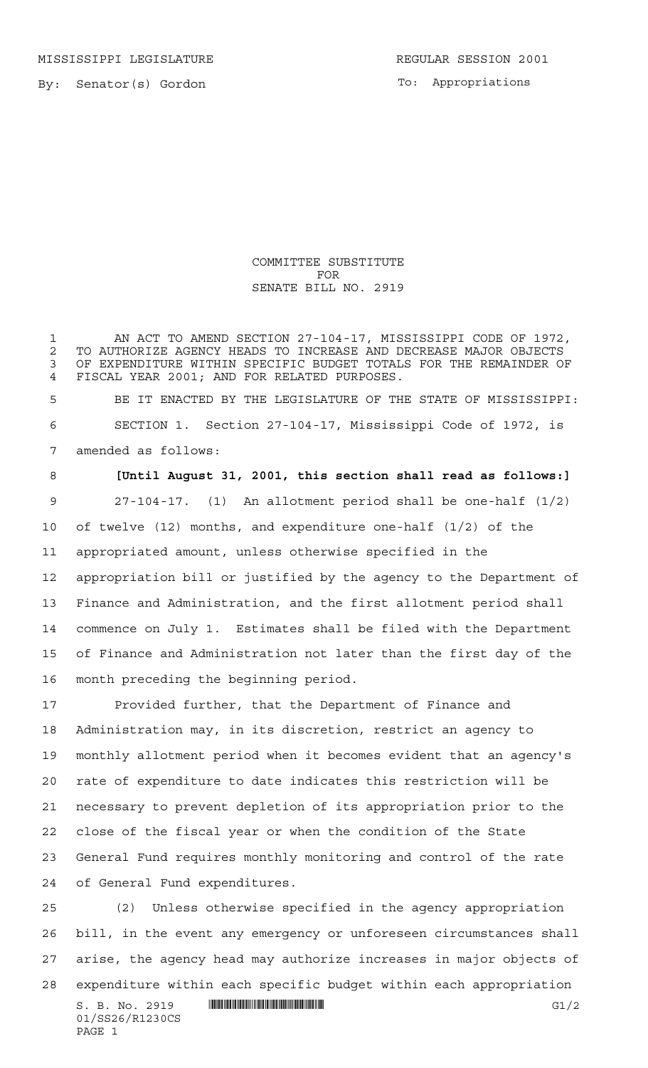MISSISSIPPI LEGISLATURE REGULAR SESSION 2001

By: Senator(s) Gordon

To: Appropriations

COMMITTEE SUBSTITUTE
FOR
SENATE BILL NO. 2919

AN ACT TO AMEND SECTION 27-104-17, MISSISSIPPI CODE OF 1972, TO AUTHORIZE AGENCY HEADS TO INCREASE AND DECREASE MAJOR OBJECTS OF EXPENDITURE WITHIN SPECIFIC BUDGET TOTALS FOR THE REMAINDER OF FISCAL YEAR 2001; AND FOR RELATED PURPOSES.

BE IT ENACTED BY THE LEGISLATURE OF THE STATE OF MISSISSIPPI:

SECTION 1. Section 27-104-17, Mississippi Code of 1972, is amended as follows:

**[Until August 31, 2001, this section shall read as follows:]**

27-104-17. (1) An allotment period shall be one-half (1/2) of twelve (12) months, and expenditure one-half (1/2) of the appropriated amount, unless otherwise specified in the appropriation bill or justified by the agency to the Department of Finance and Administration, and the first allotment period shall commence on July 1. Estimates shall be filed with the Department of Finance and Administration not later than the first day of the month preceding the beginning period.

Provided further, that the Department of Finance and Administration may, in its discretion, restrict an agency to monthly allotment period when it becomes evident that an agency's rate of expenditure to date indicates this restriction will be necessary to prevent depletion of its appropriation prior to the close of the fiscal year or when the condition of the State General Fund requires monthly monitoring and control of the rate of General Fund expenditures.

(2) Unless otherwise specified in the agency appropriation bill, in the event any emergency or unforeseen circumstances shall arise, the agency head may authorize increases in major objects of expenditure within each specific budget within each appropriation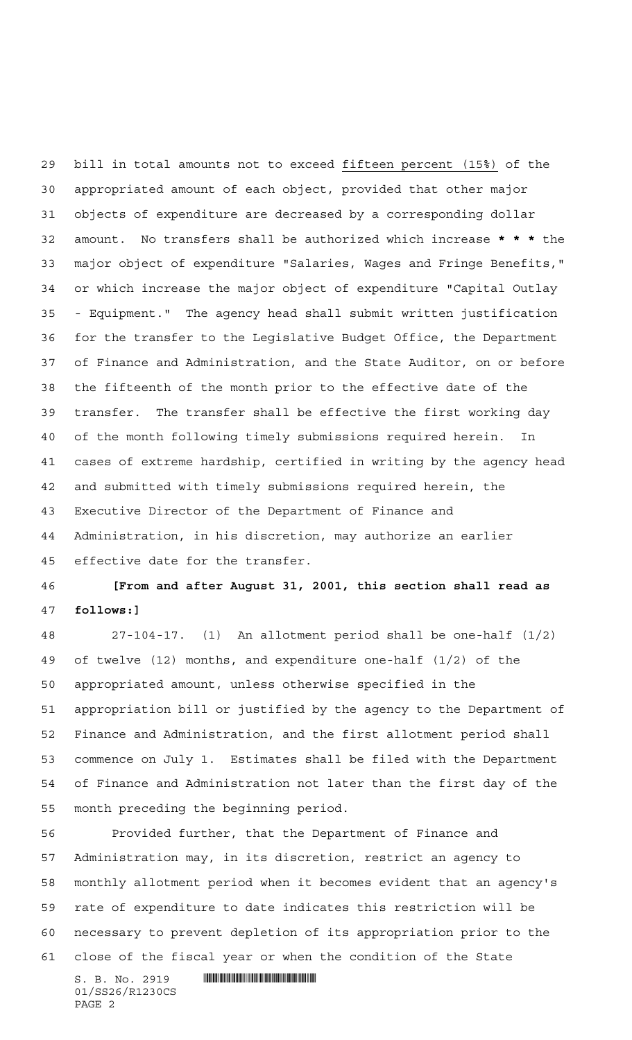bill in total amounts not to exceed fifteen percent (15%) of the appropriated amount of each object, provided that other major objects of expenditure are decreased by a corresponding dollar amount. No transfers shall be authorized which increase *** the major object of expenditure "Salaries, Wages and Fringe Benefits," or which increase the major object of expenditure "Capital Outlay - Equipment." The agency head shall submit written justification for the transfer to the Legislative Budget Office, the Department of Finance and Administration, and the State Auditor, on or before the fifteenth of the month prior to the effective date of the transfer. The transfer shall be effective the first working day of the month following timely submissions required herein. In cases of extreme hardship, certified in writing by the agency head and submitted with timely submissions required herein, the Executive Director of the Department of Finance and Administration, in his discretion, may authorize an earlier effective date for the transfer.

**[From and after August 31, 2001, this section shall read as follows:]**

27-104-17. (1) An allotment period shall be one-half (1/2) of twelve (12) months, and expenditure one-half (1/2) of the appropriated amount, unless otherwise specified in the appropriation bill or justified by the agency to the Department of Finance and Administration, and the first allotment period shall commence on July 1. Estimates shall be filed with the Department of Finance and Administration not later than the first day of the month preceding the beginning period.

Provided further, that the Department of Finance and Administration may, in its discretion, restrict an agency to monthly allotment period when it becomes evident that an agency's rate of expenditure to date indicates this restriction will be necessary to prevent depletion of its appropriation prior to the close of the fiscal year or when the condition of the State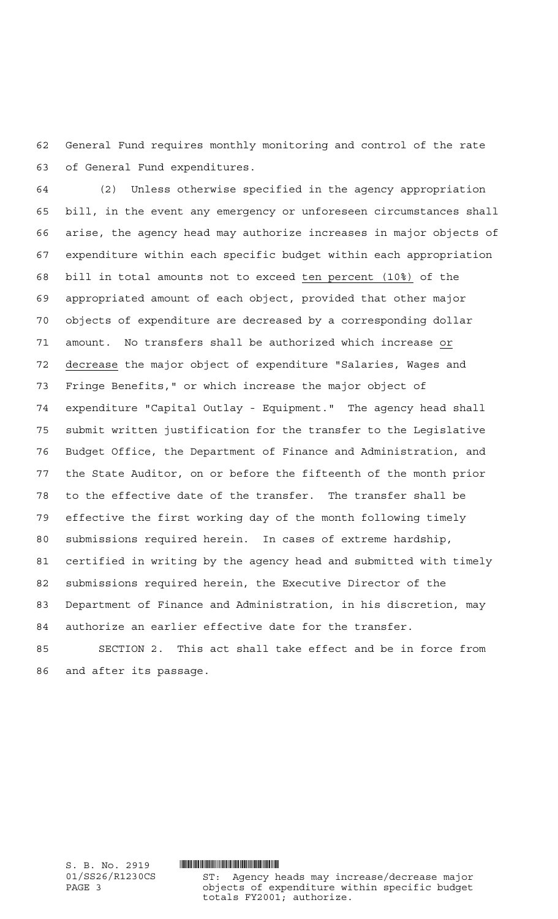General Fund requires monthly monitoring and control of the rate of General Fund expenditures.

(2) Unless otherwise specified in the agency appropriation bill, in the event any emergency or unforeseen circumstances shall arise, the agency head may authorize increases in major objects of expenditure within each specific budget within each appropriation bill in total amounts not to exceed ten percent (10%) of the appropriated amount of each object, provided that other major objects of expenditure are decreased by a corresponding dollar amount. No transfers shall be authorized which increase or decrease the major object of expenditure "Salaries, Wages and Fringe Benefits," or which increase the major object of expenditure "Capital Outlay - Equipment." The agency head shall submit written justification for the transfer to the Legislative Budget Office, the Department of Finance and Administration, and the State Auditor, on or before the fifteenth of the month prior to the effective date of the transfer. The transfer shall be effective the first working day of the month following timely submissions required herein. In cases of extreme hardship, certified in writing by the agency head and submitted with timely submissions required herein, the Executive Director of the Department of Finance and Administration, in his discretion, may authorize an earlier effective date for the transfer.

SECTION 2. This act shall take effect and be in force from and after its passage.

S. B. No. 2919
01/SS26/R1230CS

ST: Agency heads may increase/decrease major objects of expenditure within specific budget totals FY2001; authorize.